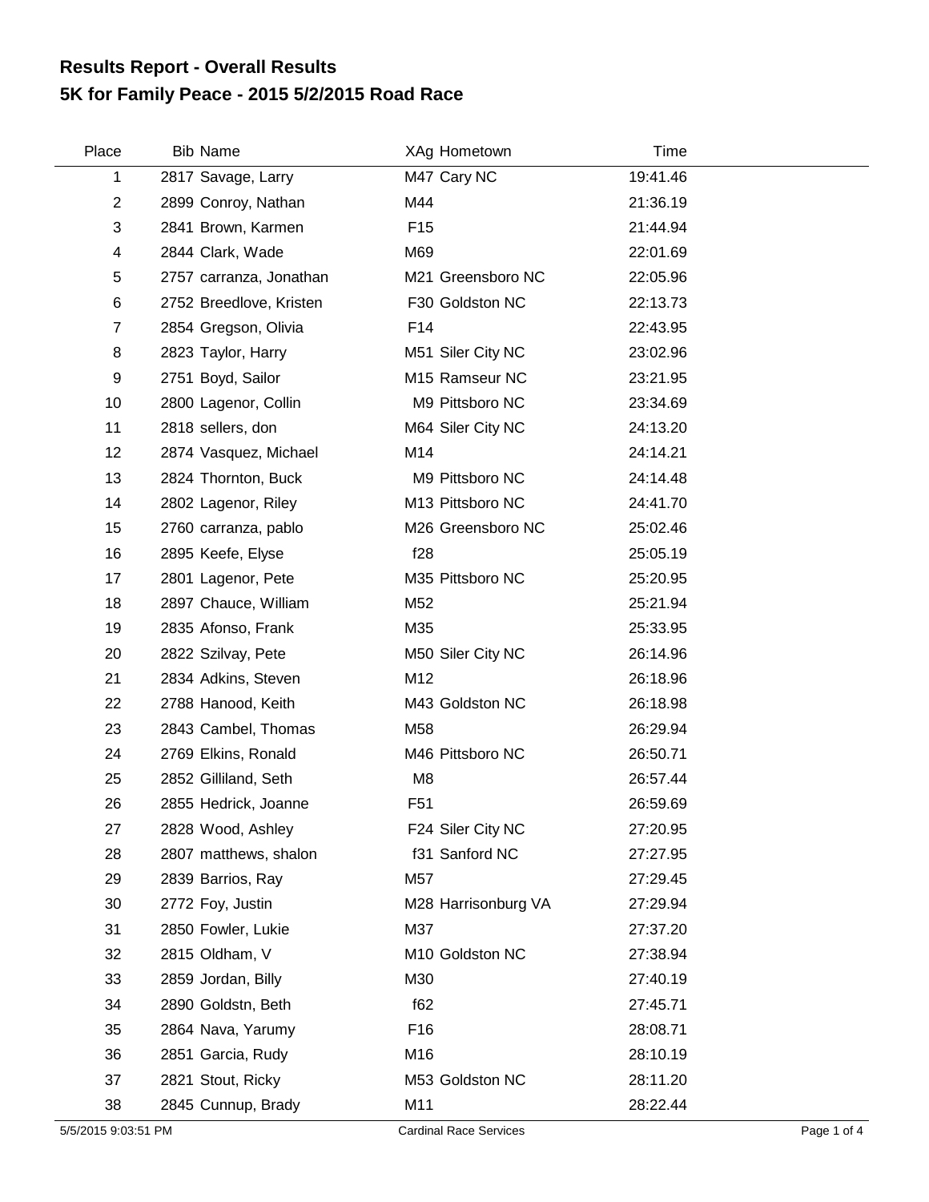# Results Report - Overall Results
## 5K for Family Peace - 2015 5/2/2015 Road Race

| Place | Bib | Name | XAg | Hometown | Time |
|---|---|---|---|---|---|
| 1 | 2817 | Savage, Larry | M47 | Cary NC | 19:41.46 |
| 2 | 2899 | Conroy, Nathan | M44 | | 21:36.19 |
| 3 | 2841 | Brown, Karmen | F15 | | 21:44.94 |
| 4 | 2844 | Clark, Wade | M69 | | 22:01.69 |
| 5 | 2757 | carranza, Jonathan | M21 | Greensboro NC | 22:05.96 |
| 6 | 2752 | Breedlove, Kristen | F30 | Goldston NC | 22:13.73 |
| 7 | 2854 | Gregson, Olivia | F14 | | 22:43.95 |
| 8 | 2823 | Taylor, Harry | M51 | Siler City NC | 23:02.96 |
| 9 | 2751 | Boyd, Sailor | M15 | Ramseur NC | 23:21.95 |
| 10 | 2800 | Lagenor, Collin | M9 | Pittsboro NC | 23:34.69 |
| 11 | 2818 | sellers, don | M64 | Siler City NC | 24:13.20 |
| 12 | 2874 | Vasquez, Michael | M14 | | 24:14.21 |
| 13 | 2824 | Thornton, Buck | M9 | Pittsboro NC | 24:14.48 |
| 14 | 2802 | Lagenor, Riley | M13 | Pittsboro NC | 24:41.70 |
| 15 | 2760 | carranza, pablo | M26 | Greensboro NC | 25:02.46 |
| 16 | 2895 | Keefe, Elyse | f28 | | 25:05.19 |
| 17 | 2801 | Lagenor, Pete | M35 | Pittsboro NC | 25:20.95 |
| 18 | 2897 | Chauce, William | M52 | | 25:21.94 |
| 19 | 2835 | Afonso, Frank | M35 | | 25:33.95 |
| 20 | 2822 | Szilvay, Pete | M50 | Siler City NC | 26:14.96 |
| 21 | 2834 | Adkins, Steven | M12 | | 26:18.96 |
| 22 | 2788 | Hanood, Keith | M43 | Goldston NC | 26:18.98 |
| 23 | 2843 | Cambel, Thomas | M58 | | 26:29.94 |
| 24 | 2769 | Elkins, Ronald | M46 | Pittsboro NC | 26:50.71 |
| 25 | 2852 | Gilliland, Seth | M8 | | 26:57.44 |
| 26 | 2855 | Hedrick, Joanne | F51 | | 26:59.69 |
| 27 | 2828 | Wood, Ashley | F24 | Siler City NC | 27:20.95 |
| 28 | 2807 | matthews, shalon | f31 | Sanford NC | 27:27.95 |
| 29 | 2839 | Barrios, Ray | M57 | | 27:29.45 |
| 30 | 2772 | Foy, Justin | M28 | Harrisonburg VA | 27:29.94 |
| 31 | 2850 | Fowler, Lukie | M37 | | 27:37.20 |
| 32 | 2815 | Oldham, V | M10 | Goldston NC | 27:38.94 |
| 33 | 2859 | Jordan, Billy | M30 | | 27:40.19 |
| 34 | 2890 | Goldstn, Beth | f62 | | 27:45.71 |
| 35 | 2864 | Nava, Yarumy | F16 | | 28:08.71 |
| 36 | 2851 | Garcia, Rudy | M16 | | 28:10.19 |
| 37 | 2821 | Stout, Ricky | M53 | Goldston NC | 28:11.20 |
| 38 | 2845 | Cunnup, Brady | M11 | | 28:22.44 |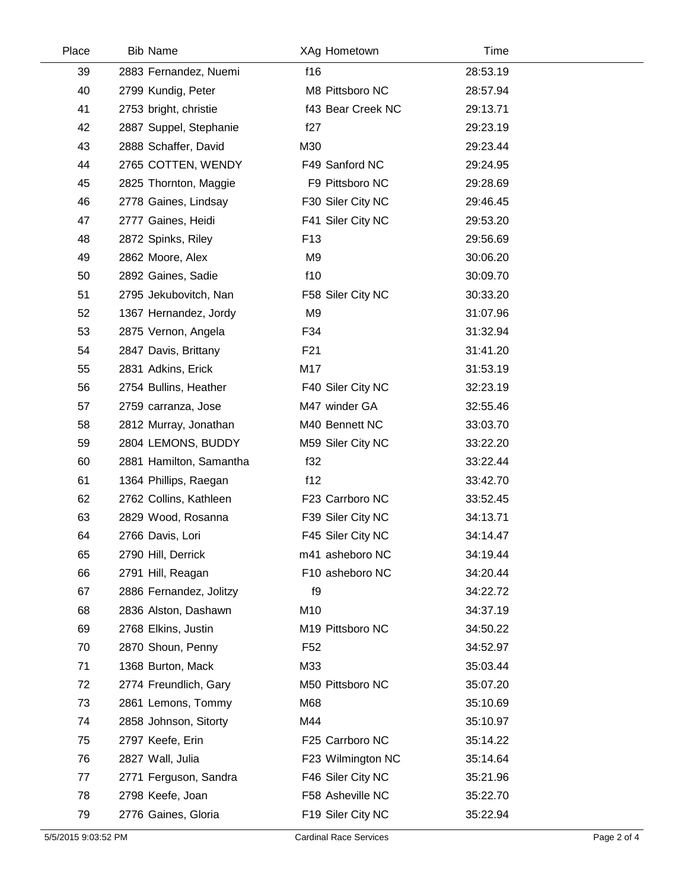| Place | Bib | Name | XAg | Hometown | Time |
|---|---|---|---|---|---|
| 39 | 2883 | Fernandez, Nuemi | f16 | | 28:53.19 |
| 40 | 2799 | Kundig, Peter | M8 | Pittsboro NC | 28:57.94 |
| 41 | 2753 | bright, christie | f43 | Bear Creek NC | 29:13.71 |
| 42 | 2887 | Suppel, Stephanie | f27 | | 29:23.19 |
| 43 | 2888 | Schaffer, David | M30 | | 29:23.44 |
| 44 | 2765 | COTTEN, WENDY | F49 | Sanford NC | 29:24.95 |
| 45 | 2825 | Thornton, Maggie | F9 | Pittsboro NC | 29:28.69 |
| 46 | 2778 | Gaines, Lindsay | F30 | Siler City NC | 29:46.45 |
| 47 | 2777 | Gaines, Heidi | F41 | Siler City NC | 29:53.20 |
| 48 | 2872 | Spinks, Riley | F13 | | 29:56.69 |
| 49 | 2862 | Moore, Alex | M9 | | 30:06.20 |
| 50 | 2892 | Gaines, Sadie | f10 | | 30:09.70 |
| 51 | 2795 | Jekubovitch, Nan | F58 | Siler City NC | 30:33.20 |
| 52 | 1367 | Hernandez, Jordy | M9 | | 31:07.96 |
| 53 | 2875 | Vernon, Angela | F34 | | 31:32.94 |
| 54 | 2847 | Davis, Brittany | F21 | | 31:41.20 |
| 55 | 2831 | Adkins, Erick | M17 | | 31:53.19 |
| 56 | 2754 | Bullins, Heather | F40 | Siler City NC | 32:23.19 |
| 57 | 2759 | carranza, Jose | M47 | winder GA | 32:55.46 |
| 58 | 2812 | Murray, Jonathan | M40 | Bennett NC | 33:03.70 |
| 59 | 2804 | LEMONS, BUDDY | M59 | Siler City NC | 33:22.20 |
| 60 | 2881 | Hamilton, Samantha | f32 | | 33:22.44 |
| 61 | 1364 | Phillips, Raegan | f12 | | 33:42.70 |
| 62 | 2762 | Collins, Kathleen | F23 | Carrboro NC | 33:52.45 |
| 63 | 2829 | Wood, Rosanna | F39 | Siler City NC | 34:13.71 |
| 64 | 2766 | Davis, Lori | F45 | Siler City NC | 34:14.47 |
| 65 | 2790 | Hill, Derrick | m41 | asheboro NC | 34:19.44 |
| 66 | 2791 | Hill, Reagan | F10 | asheboro NC | 34:20.44 |
| 67 | 2886 | Fernandez, Jolitzy | f9 | | 34:22.72 |
| 68 | 2836 | Alston, Dashawn | M10 | | 34:37.19 |
| 69 | 2768 | Elkins, Justin | M19 | Pittsboro NC | 34:50.22 |
| 70 | 2870 | Shoun, Penny | F52 | | 34:52.97 |
| 71 | 1368 | Burton, Mack | M33 | | 35:03.44 |
| 72 | 2774 | Freundlich, Gary | M50 | Pittsboro NC | 35:07.20 |
| 73 | 2861 | Lemons, Tommy | M68 | | 35:10.69 |
| 74 | 2858 | Johnson, Sitorty | M44 | | 35:10.97 |
| 75 | 2797 | Keefe, Erin | F25 | Carrboro NC | 35:14.22 |
| 76 | 2827 | Wall, Julia | F23 | Wilmington NC | 35:14.64 |
| 77 | 2771 | Ferguson, Sandra | F46 | Siler City NC | 35:21.96 |
| 78 | 2798 | Keefe, Joan | F58 | Asheville NC | 35:22.70 |
| 79 | 2776 | Gaines, Gloria | F19 | Siler City NC | 35:22.94 |

5/5/2015 9:03:52 PM Cardinal Race Services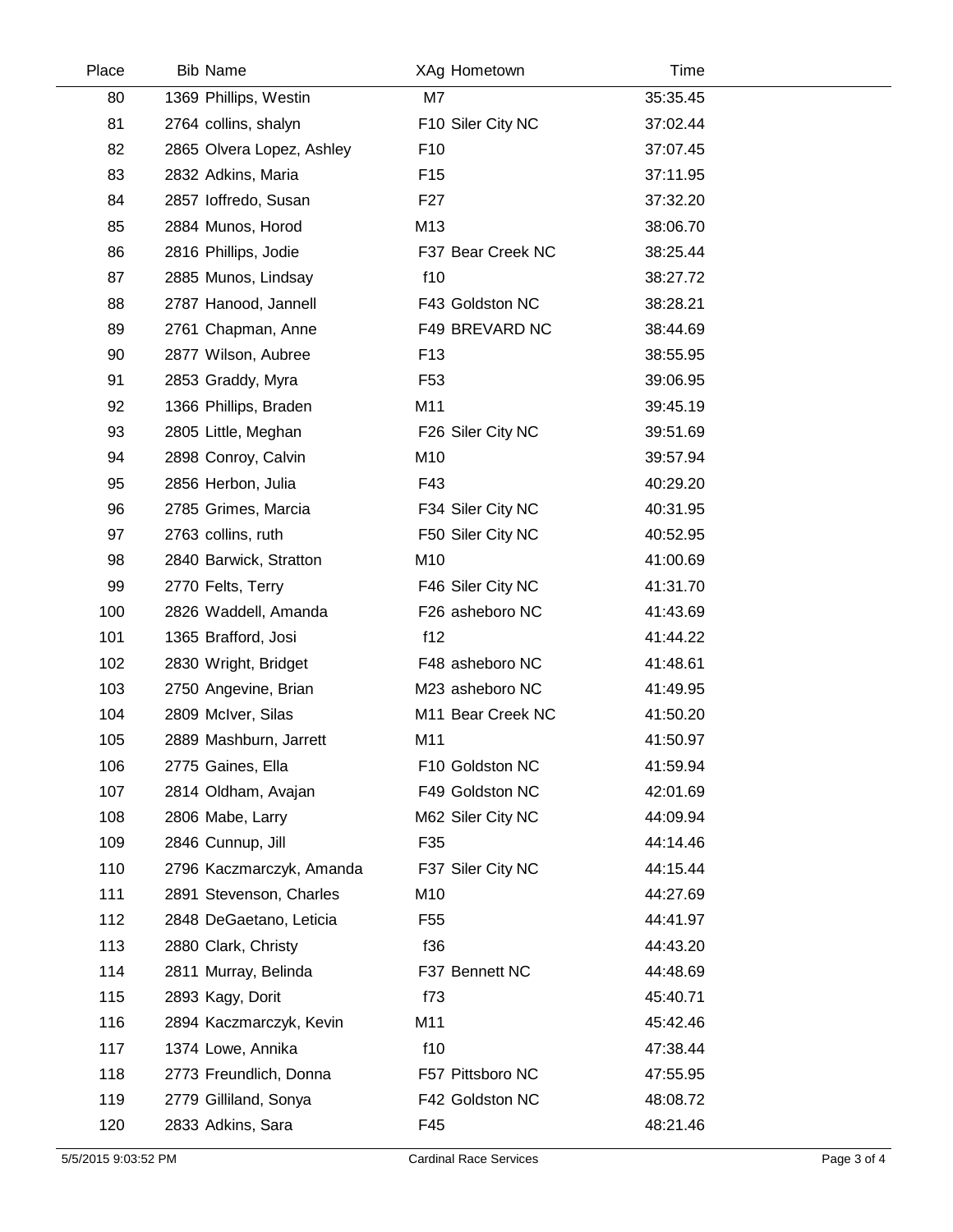| Place | Bib | Name | XAg | Hometown | Time |
|---|---|---|---|---|---|
| 80 | 1369 | Phillips, Westin | M7 | | 35:35.45 |
| 81 | 2764 | collins, shalyn | F10 | Siler City NC | 37:02.44 |
| 82 | 2865 | Olvera Lopez, Ashley | F10 | | 37:07.45 |
| 83 | 2832 | Adkins, Maria | F15 | | 37:11.95 |
| 84 | 2857 | Ioffredo, Susan | F27 | | 37:32.20 |
| 85 | 2884 | Munos, Horod | M13 | | 38:06.70 |
| 86 | 2816 | Phillips, Jodie | F37 | Bear Creek NC | 38:25.44 |
| 87 | 2885 | Munos, Lindsay | f10 | | 38:27.72 |
| 88 | 2787 | Hanood, Jannell | F43 | Goldston NC | 38:28.21 |
| 89 | 2761 | Chapman, Anne | F49 | BREVARD NC | 38:44.69 |
| 90 | 2877 | Wilson, Aubree | F13 | | 38:55.95 |
| 91 | 2853 | Graddy, Myra | F53 | | 39:06.95 |
| 92 | 1366 | Phillips, Braden | M11 | | 39:45.19 |
| 93 | 2805 | Little, Meghan | F26 | Siler City NC | 39:51.69 |
| 94 | 2898 | Conroy, Calvin | M10 | | 39:57.94 |
| 95 | 2856 | Herbon, Julia | F43 | | 40:29.20 |
| 96 | 2785 | Grimes, Marcia | F34 | Siler City NC | 40:31.95 |
| 97 | 2763 | collins, ruth | F50 | Siler City NC | 40:52.95 |
| 98 | 2840 | Barwick, Stratton | M10 | | 41:00.69 |
| 99 | 2770 | Felts, Terry | F46 | Siler City NC | 41:31.70 |
| 100 | 2826 | Waddell, Amanda | F26 | asheboro NC | 41:43.69 |
| 101 | 1365 | Brafford, Josi | f12 | | 41:44.22 |
| 102 | 2830 | Wright, Bridget | F48 | asheboro NC | 41:48.61 |
| 103 | 2750 | Angevine, Brian | M23 | asheboro NC | 41:49.95 |
| 104 | 2809 | McIver, Silas | M11 | Bear Creek NC | 41:50.20 |
| 105 | 2889 | Mashburn, Jarrett | M11 | | 41:50.97 |
| 106 | 2775 | Gaines, Ella | F10 | Goldston NC | 41:59.94 |
| 107 | 2814 | Oldham, Avajan | F49 | Goldston NC | 42:01.69 |
| 108 | 2806 | Mabe, Larry | M62 | Siler City NC | 44:09.94 |
| 109 | 2846 | Cunnup, Jill | F35 | | 44:14.46 |
| 110 | 2796 | Kaczmarczyk, Amanda | F37 | Siler City NC | 44:15.44 |
| 111 | 2891 | Stevenson, Charles | M10 | | 44:27.69 |
| 112 | 2848 | DeGaetano, Leticia | F55 | | 44:41.97 |
| 113 | 2880 | Clark, Christy | f36 | | 44:43.20 |
| 114 | 2811 | Murray, Belinda | F37 | Bennett NC | 44:48.69 |
| 115 | 2893 | Kagy, Dorit | f73 | | 45:40.71 |
| 116 | 2894 | Kaczmarczyk, Kevin | M11 | | 45:42.46 |
| 117 | 1374 | Lowe, Annika | f10 | | 47:38.44 |
| 118 | 2773 | Freundlich, Donna | F57 | Pittsboro NC | 47:55.95 |
| 119 | 2779 | Gilliland, Sonya | F42 | Goldston NC | 48:08.72 |
| 120 | 2833 | Adkins, Sara | F45 | | 48:21.46 |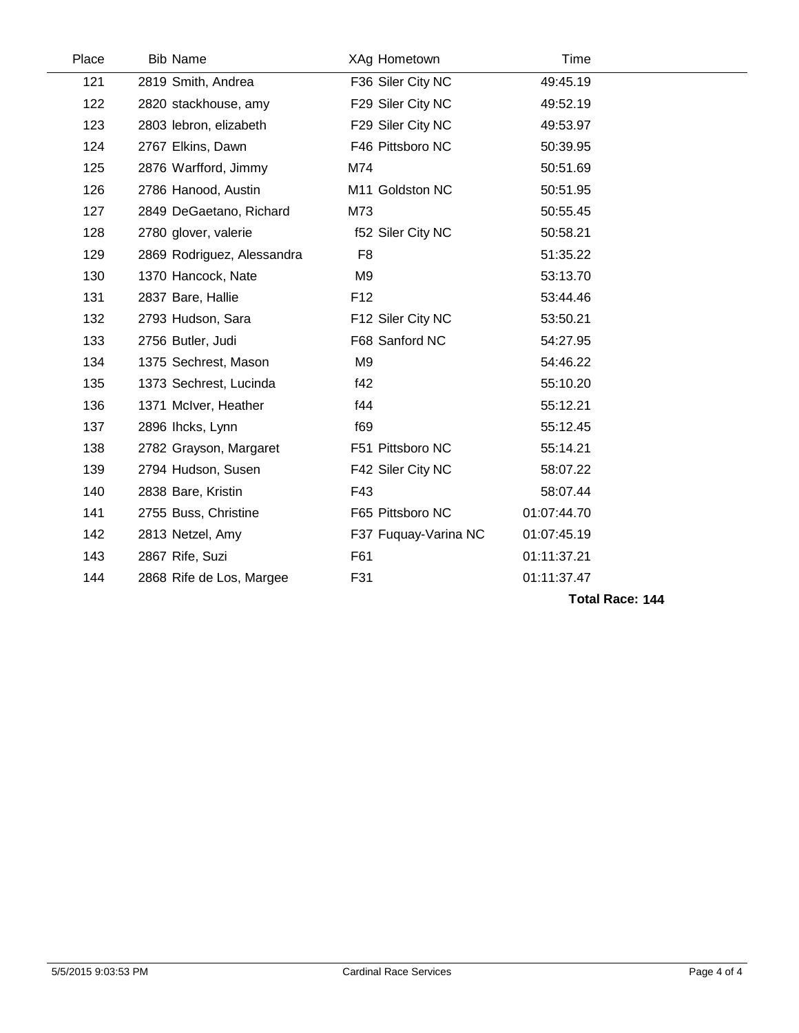| Place | Bib | Name | XAg | Hometown | Time |
|---|---|---|---|---|---|
| 121 | 2819 | Smith, Andrea | F36 | Siler City NC | 49:45.19 |
| 122 | 2820 | stackhouse, amy | F29 | Siler City NC | 49:52.19 |
| 123 | 2803 | lebron, elizabeth | F29 | Siler City NC | 49:53.97 |
| 124 | 2767 | Elkins, Dawn | F46 | Pittsboro NC | 50:39.95 |
| 125 | 2876 | Warfford, Jimmy | M74 | | 50:51.69 |
| 126 | 2786 | Hanood, Austin | M11 | Goldston NC | 50:51.95 |
| 127 | 2849 | DeGaetano, Richard | M73 | | 50:55.45 |
| 128 | 2780 | glover, valerie | f52 | Siler City NC | 50:58.21 |
| 129 | 2869 | Rodriguez, Alessandra | F8 | | 51:35.22 |
| 130 | 1370 | Hancock, Nate | M9 | | 53:13.70 |
| 131 | 2837 | Bare, Hallie | F12 | | 53:44.46 |
| 132 | 2793 | Hudson, Sara | F12 | Siler City NC | 53:50.21 |
| 133 | 2756 | Butler, Judi | F68 | Sanford NC | 54:27.95 |
| 134 | 1375 | Sechrest, Mason | M9 | | 54:46.22 |
| 135 | 1373 | Sechrest, Lucinda | f42 | | 55:10.20 |
| 136 | 1371 | McIver, Heather | f44 | | 55:12.21 |
| 137 | 2896 | Ihcks, Lynn | f69 | | 55:12.45 |
| 138 | 2782 | Grayson, Margaret | F51 | Pittsboro NC | 55:14.21 |
| 139 | 2794 | Hudson, Susen | F42 | Siler City NC | 58:07.22 |
| 140 | 2838 | Bare, Kristin | F43 | | 58:07.44 |
| 141 | 2755 | Buss, Christine | F65 | Pittsboro NC | 01:07:44.70 |
| 142 | 2813 | Netzel, Amy | F37 | Fuquay-Varina NC | 01:07:45.19 |
| 143 | 2867 | Rife, Suzi | F61 | | 01:11:37.21 |
| 144 | 2868 | Rife de Los, Margee | F31 | | 01:11:37.47 |

**Total Race: 144**